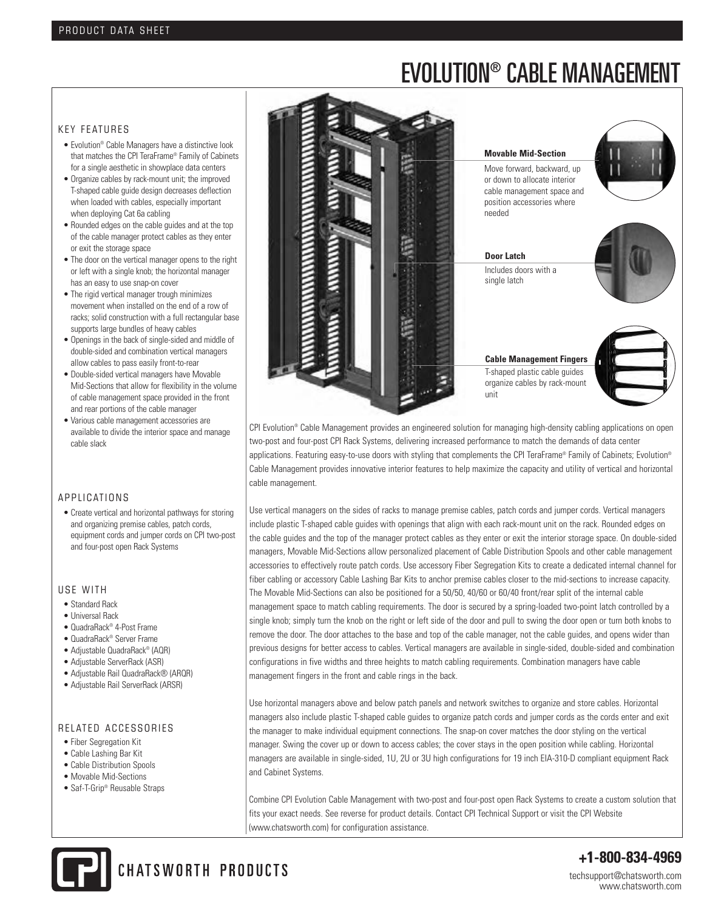# EVOLUTION® CABLE MANAGEMENT

## KEY FEATURES

- Evolution® Cable Managers have a distinctive look that matches the CPI TeraFrame® Family of Cabinets for a single aesthetic in showplace data centers
- Organize cables by rack-mount unit; the improved T-shaped cable guide design decreases deflection when loaded with cables, especially important when deploying Cat 6a cabling
- Rounded edges on the cable guides and at the top of the cable manager protect cables as they enter or exit the storage space
- The door on the vertical manager opens to the right or left with a single knob; the horizontal manager has an easy to use snap-on cover
- The rigid vertical manager trough minimizes movement when installed on the end of a row of racks; solid construction with a full rectangular base supports large bundles of heavy cables
- Openings in the back of single-sided and middle of double-sided and combination vertical managers allow cables to pass easily front-to-rear
- Double-sided vertical managers have Movable Mid-Sections that allow for flexibility in the volume of cable management space provided in the front and rear portions of the cable manager
- Various cable management accessories are available to divide the interior space and manage cable slack

## APPLICATIONS

- Create vertical and horizontal pathways for storing and organizing premise cables, patch cords, equipment cords and jumper cords on CPI two-post and four-post open Rack Systems

## USE WITH

- Standard Rack
- Universal Rack
- QuadraRack® 4-Post Frame
- QuadraRack® Server Frame
- Adjustable QuadraRack® (AQR)
- Adjustable ServerRack (ASR)
- Adjustable Rail QuadraRack® (ARQR)
- Adjustable Rail ServerRack (ARSR)

## RELATED ACCESSORIES

- Fiber Segregation Kit
- Cable Lashing Bar Kit
- Cable Distribution Spools
- Movable Mid-Sections
- Saf-T-Grip® Reusable Straps

**Movable Mid-Section**

Move forward, backward, up or down to allocate interior cable management space and position accessories where needed

**Door Latch**

Includes doors with a single latch

**Cable Management Fingers**

T-shaped plastic cable guides organize cables by rack-mount unit

CPI Evolution® Cable Management provides an engineered solution for managing high-density cabling applications on open two-post and four-post CPI Rack Systems, delivering increased performance to match the demands of data center applications. Featuring easy-to-use doors with styling that complements the CPI TeraFrame® Family of Cabinets; Evolution® Cable Management provides innovative interior features to help maximize the capacity and utility of vertical and horizontal cable management.

Use vertical managers on the sides of racks to manage premise cables, patch cords and jumper cords. Vertical managers include plastic T-shaped cable guides with openings that align with each rack-mount unit on the rack. Rounded edges on the cable guides and the top of the manager protect cables as they enter or exit the interior storage space. On double-sided managers, Movable Mid-Sections allow personalized placement of Cable Distribution Spools and other cable management accessories to effectively route patch cords. Use accessory Fiber Segregation Kits to create a dedicated internal channel for fiber cabling or accessory Cable Lashing Bar Kits to anchor premise cables closer to the mid-sections to increase capacity. The Movable Mid-Sections can also be positioned for a 50/50, 40/60 or 60/40 front/rear split of the internal cable management space to match cabling requirements. The door is secured by a spring-loaded two-point latch controlled by a single knob; simply turn the knob on the right or left side of the door and pull to swing the door open or turn both knobs to remove the door. The door attaches to the base and top of the cable manager, not the cable guides, and opens wider than previous designs for better access to cables. Vertical managers are available in single-sided, double-sided and combination configurations in five widths and three heights to match cabling requirements. Combination managers have cable management fingers in the front and cable rings in the back.

Use horizontal managers above and below patch panels and network switches to organize and store cables. Horizontal managers also include plastic T-shaped cable guides to organize patch cords and jumper cords as the cords enter and exit the manager to make individual equipment connections. The snap-on cover matches the door styling on the vertical manager. Swing the cover up or down to access cables; the cover stays in the open position while cabling. Horizontal managers are available in single-sided, 1U, 2U or 3U high configurations for 19 inch EIA-310-D compliant equipment Rack and Cabinet Systems.

Combine CPI Evolution Cable Management with two-post and four-post open Rack Systems to create a custom solution that fits your exact needs. See reverse for product details. Contact CPI Technical Support or visit the CPI Website (www.chatsworth.com) for configuration assistance.

CHATSWORTH PRODUCTS

**+1-800-834-4969**

techsupport@chatsworth.com
www.chatsworth.com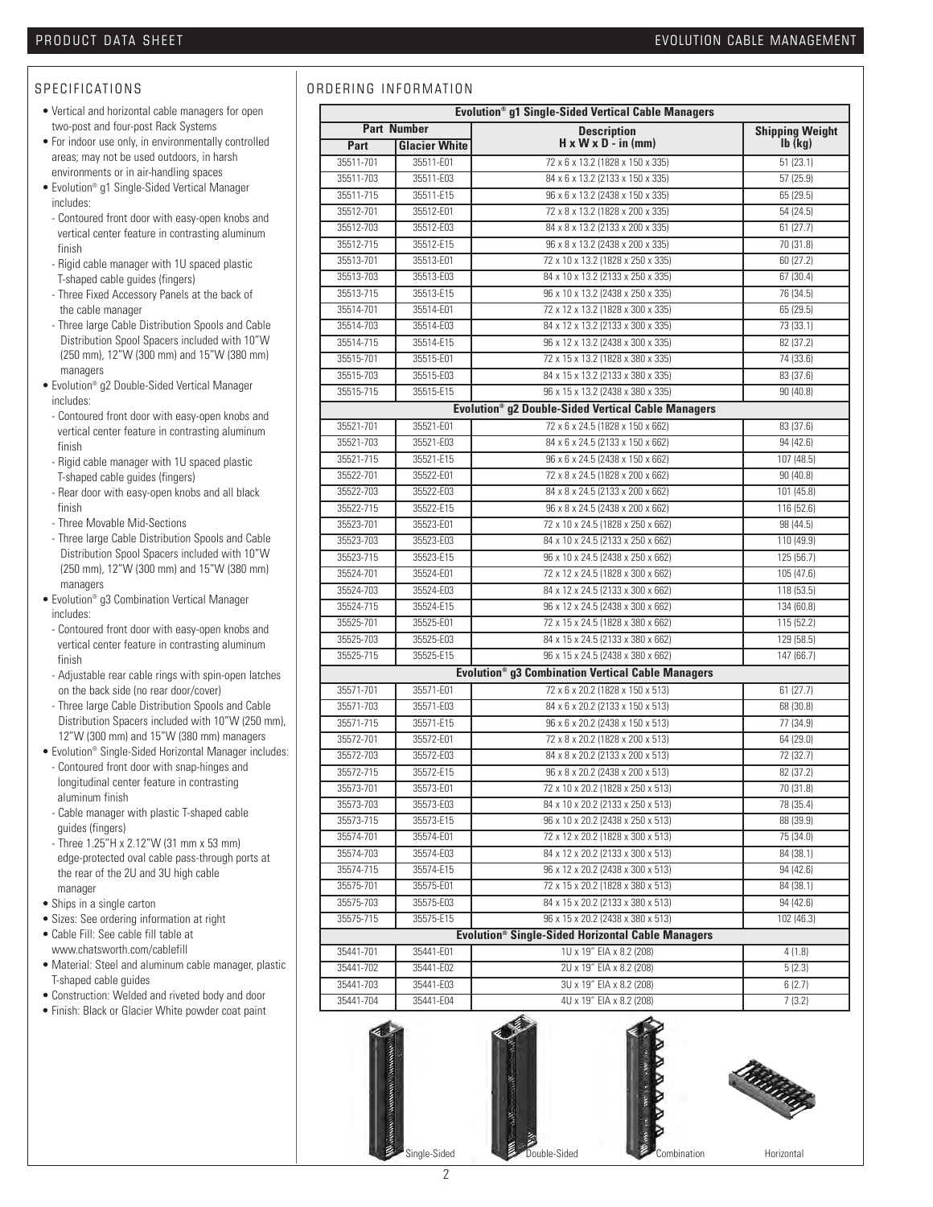## SPECIFICATIONS

- Vertical and horizontal cable managers for open two-post and four-post Rack Systems
- For indoor use only, in environmentally controlled areas; may not be used outdoors, in harsh environments or in air-handling spaces
- Evolution® g1 Single-Sided Vertical Manager includes:
  - Contoured front door with easy-open knobs and vertical center feature in contrasting aluminum finish
  - Rigid cable manager with 1U spaced plastic T-shaped cable guides (fingers)
  - Three Fixed Accessory Panels at the back of the cable manager
  - Three large Cable Distribution Spools and Cable Distribution Spool Spacers included with 10"W (250 mm), 12"W (300 mm) and 15"W (380 mm) managers
- Evolution® g2 Double-Sided Vertical Manager includes:
  - Contoured front door with easy-open knobs and vertical center feature in contrasting aluminum finish
  - Rigid cable manager with 1U spaced plastic T-shaped cable guides (fingers)
  - Rear door with easy-open knobs and all black finish
  - Three Movable Mid-Sections
  - Three large Cable Distribution Spools and Cable Distribution Spool Spacers included with 10"W (250 mm), 12"W (300 mm) and 15"W (380 mm) managers
- Evolution® g3 Combination Vertical Manager includes:
  - Contoured front door with easy-open knobs and vertical center feature in contrasting aluminum finish
  - Adjustable rear cable rings with spin-open latches on the back side (no rear door/cover)
  - Three large Cable Distribution Spools and Cable Distribution Spacers included with 10"W (250 mm), 12"W (300 mm) and 15"W (380 mm) managers
- Evolution® Single-Sided Horizontal Manager includes:
  - Contoured front door with snap-hinges and longitudinal center feature in contrasting aluminum finish
  - Cable manager with plastic T-shaped cable guides (fingers)
  - Three 1.25"H x 2.12"W (31 mm x 53 mm) edge-protected oval cable pass-through ports at the rear of the 2U and 3U high cable manager
- Ships in a single carton
- Sizes: See ordering information at right
- Cable Fill: See cable fill table at www.chatsworth.com/cablefill
- Material: Steel and aluminum cable manager, plastic T-shaped cable guides
- Construction: Welded and riveted body and door
- Finish: Black or Glacier White powder coat paint

## ORDERING INFORMATION

| Part Number | | Description | Shipping Weight |
|---|---|---|---|
| Part | Glacier White | H x W x D - in (mm) | lb (kg) |
| **Evolution® g1 Single-Sided Vertical Cable Managers** | | | |
| 35511-701 | 35511-E01 | 72 x 6 x 13.2 (1828 x 150 x 335) | 51 (23.1) |
| 35511-703 | 35511-E03 | 84 x 6 x 13.2 (2133 x 150 x 335) | 57 (25.9) |
| 35511-715 | 35511-E15 | 96 x 6 x 13.2 (2438 x 150 x 335) | 65 (29.5) |
| 35512-701 | 35512-E01 | 72 x 8 x 13.2 (1828 x 200 x 335) | 54 (24.5) |
| 35512-703 | 35512-E03 | 84 x 8 x 13.2 (2133 x 200 x 335) | 61 (27.7) |
| 35512-715 | 35512-E15 | 96 x 8 x 13.2 (2438 x 200 x 335) | 70 (31.8) |
| 35513-701 | 35513-E01 | 72 x 10 x 13.2 (1828 x 250 x 335) | 60 (27.2) |
| 35513-703 | 35513-E03 | 84 x 10 x 13.2 (2133 x 250 x 335) | 67 (30.4) |
| 35513-715 | 35513-E15 | 96 x 10 x 13.2 (2438 x 250 x 335) | 76 (34.5) |
| 35514-701 | 35514-E01 | 72 x 12 x 13.2 (1828 x 300 x 335) | 65 (29.5) |
| 35514-703 | 35514-E03 | 84 x 12 x 13.2 (2133 x 300 x 335) | 73 (33.1) |
| 35514-715 | 35514-E15 | 96 x 12 x 13.2 (2438 x 300 x 335) | 82 (37.2) |
| 35515-701 | 35515-E01 | 72 x 15 x 13.2 (1828 x 380 x 335) | 74 (33.6) |
| 35515-703 | 35515-E03 | 84 x 15 x 13.2 (2133 x 380 x 335) | 83 (37.6) |
| 35515-715 | 35515-E15 | 96 x 15 x 13.2 (2438 x 380 x 335) | 90 (40.8) |
| **Evolution® g2 Double-Sided Vertical Cable Managers** | | | |
| 35521-701 | 35521-E01 | 72 x 6 x 24.5 (1828 x 150 x 662) | 83 (37.6) |
| 35521-703 | 35521-E03 | 84 x 6 x 24.5 (2133 x 150 x 662) | 94 (42.6) |
| 35521-715 | 35521-E15 | 96 x 6 x 24.5 (2438 x 150 x 662) | 107 (48.5) |
| 35522-701 | 35522-E01 | 72 x 8 x 24.5 (1828 x 200 x 662) | 90 (40.8) |
| 35522-703 | 35522-E03 | 84 x 8 x 24.5 (2133 x 200 x 662) | 101 (45.8) |
| 35522-715 | 35522-E15 | 96 x 8 x 24.5 (2438 x 200 x 662) | 116 (52.6) |
| 35523-701 | 35523-E01 | 72 x 10 x 24.5 (1828 x 250 x 662) | 98 (44.5) |
| 35523-703 | 35523-E03 | 84 x 10 x 24.5 (2133 x 250 x 662) | 110 (49.9) |
| 35523-715 | 35523-E15 | 96 x 10 x 24.5 (2438 x 250 x 662) | 125 (56.7) |
| 35524-701 | 35524-E01 | 72 x 12 x 24.5 (1828 x 300 x 662) | 105 (47.6) |
| 35524-703 | 35524-E03 | 84 x 12 x 24.5 (2133 x 300 x 662) | 118 (53.5) |
| 35524-715 | 35524-E15 | 96 x 12 x 24.5 (2438 x 300 x 662) | 134 (60.8) |
| 35525-701 | 35525-E01 | 72 x 15 x 24.5 (1828 x 380 x 662) | 115 (52.2) |
| 35525-703 | 35525-E03 | 84 x 15 x 24.5 (2133 x 380 x 662) | 129 (58.5) |
| 35525-715 | 35525-E15 | 96 x 15 x 24.5 (2438 x 380 x 662) | 147 (66.7) |
| **Evolution® g3 Combination Vertical Cable Managers** | | | |
| 35571-701 | 35571-E01 | 72 x 6 x 20.2 (1828 x 150 x 513) | 61 (27.7) |
| 35571-703 | 35571-E03 | 84 x 6 x 20.2 (2133 x 150 x 513) | 68 (30.8) |
| 35571-715 | 35571-E15 | 96 x 6 x 20.2 (2438 x 150 x 513) | 77 (34.9) |
| 35572-701 | 35572-E01 | 72 x 8 x 20.2 (1828 x 200 x 513) | 64 (29.0) |
| 35572-703 | 35572-E03 | 84 x 8 x 20.2 (2133 x 200 x 513) | 72 (32.7) |
| 35572-715 | 35572-E15 | 96 x 8 x 20.2 (2438 x 200 x 513) | 82 (37.2) |
| 35573-701 | 35573-E01 | 72 x 10 x 20.2 (1828 x 250 x 513) | 70 (31.8) |
| 35573-703 | 35573-E03 | 84 x 10 x 20.2 (2133 x 250 x 513) | 78 (35.4) |
| 35573-715 | 35573-E15 | 96 x 10 x 20.2 (2438 x 250 x 513) | 88 (39.9) |
| 35574-701 | 35574-E01 | 72 x 12 x 20.2 (1828 x 300 x 513) | 75 (34.0) |
| 35574-703 | 35574-E03 | 84 x 12 x 20.2 (2133 x 300 x 513) | 84 (38.1) |
| 35574-715 | 35574-E15 | 96 x 12 x 20.2 (2438 x 300 x 513) | 94 (42.6) |
| 35575-701 | 35575-E01 | 72 x 15 x 20.2 (1828 x 380 x 513) | 84 (38.1) |
| 35575-703 | 35575-E03 | 84 x 15 x 20.2 (2133 x 380 x 513) | 94 (42.6) |
| 35575-715 | 35575-E15 | 96 x 15 x 20.2 (2438 x 380 x 513) | 102 (46.3) |
| **Evolution® Single-Sided Horizontal Cable Managers** | | | |
| 35441-701 | 35441-E01 | 1U x 19" EIA x 8.2 (208) | 4 (1.8) |
| 35441-702 | 35441-E02 | 2U x 19" EIA x 8.2 (208) | 5 (2.3) |
| 35441-703 | 35441-E03 | 3U x 19" EIA x 8.2 (208) | 6 (2.7) |
| 35441-704 | 35441-E04 | 4U x 19" EIA x 8.2 (208) | 7 (3.2) |

Single-Sided    Double-Sided    Combination    Horizontal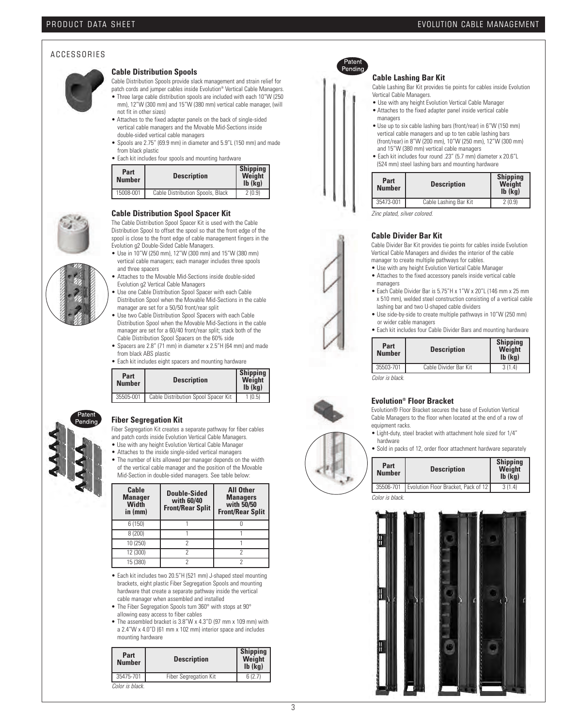## ACCESSORIES

### Cable Distribution Spools

Cable Distribution Spools provide slack management and strain relief for patch cords and jumper cables inside Evolution® Vertical Cable Managers.

- Three large cable distribution spools are included with each 10"W (250 mm), 12"W (300 mm) and 15"W (380 mm) vertical cable manager, (will not fit in other sizes)
- Attaches to the fixed adapter panels on the back of single-sided vertical cable managers and the Movable Mid-Sections inside double-sided vertical cable managers
- Spools are 2.75" (69.9 mm) in diameter and 5.9"L (150 mm) and made from black plastic
- Each kit includes four spools and mounting hardware

| Part Number | Description | Shipping Weight lb (kg) |
|---|---|---|
| 15008-001 | Cable Distribution Spools, Black | 2 (0.9) |

### Cable Distribution Spool Spacer Kit

The Cable Distribution Spool Spacer Kit is used with the Cable Distribution Spool to offset the spool so that the front edge of the spool is close to the front edge of cable management fingers in the Evolution g2 Double-Sided Cable Managers.

- Use in 10"W (250 mm), 12"W (300 mm) and 15"W (380 mm) vertical cable managers; each manager includes three spools and three spacers
- Attaches to the Movable Mid-Sections inside double-sided Evolution g2 Vertical Cable Managers
- Use one Cable Distribution Spool Spacer with each Cable Distribution Spool when the Movable Mid-Sections in the cable manager are set for a 50/50 front/rear split
- Use two Cable Distribution Spool Spacers with each Cable Distribution Spool when the Movable Mid-Sections in the cable manager are set for a 60/40 front/rear split; stack both of the Cable Distribution Spool Spacers on the 60% side
- Spacers are 2.8" (71 mm) in diameter x 2.5"H (64 mm) and made from black ABS plastic
- Each kit includes eight spacers and mounting hardware

| Part Number | Description | Shipping Weight lb (kg) |
|---|---|---|
| 35505-001 | Cable Distribution Spool Spacer Kit | 1 (0.5) |

### Fiber Segregation Kit

Patent Pending

Fiber Segregation Kit creates a separate pathway for fiber cables and patch cords inside Evolution Vertical Cable Managers.

- Use with any height Evolution Vertical Cable Manager
- Attaches to the inside single-sided vertical managers
- The number of kits allowed per manager depends on the width of the vertical cable manager and the position of the Movable Mid-Section in double-sided managers. See table below:

| Cable Manager Width in (mm) | Double-Sided with 60/40 Front/Rear Split | All Other Managers with 50/50 Front/Rear Split |
|---|---|---|
| 6 (150) | 1 | 0 |
| 8 (200) | 1 | 1 |
| 10 (250) | 2 | 1 |
| 12 (300) | 2 | 2 |
| 15 (380) | 2 | 2 |

- Each kit includes two 20.5"H (521 mm) J-shaped steel mounting brackets, eight plastic Fiber Segregation Spools and mounting hardware that create a separate pathway inside the vertical cable manager when assembled and installed
- The Fiber Segregation Spools turn 360° with stops at 90° allowing easy access to fiber cables
- The assembled bracket is 3.8"W x 4.3"D (97 mm x 109 mm) with a 2.4"W x 4.0"D (61 mm x 102 mm) interior space and includes mounting hardware

| Part Number | Description | Shipping Weight lb (kg) |
|---|---|---|
| 35475-701 | Fiber Segregation Kit | 6 (2.7) |

*Color is black.*

### Cable Lashing Bar Kit

Patent Pending

Cable Lashing Bar Kit provides tie points for cables inside Evolution Vertical Cable Managers.

- Use with any height Evolution Vertical Cable Manager
- Attaches to the fixed adapter panel inside vertical cable managers
- Use up to six cable lashing bars (front/rear) in 6"W (150 mm) vertical cable managers and up to ten cable lashing bars (front/rear) in 8"W (200 mm), 10"W (250 mm), 12"W (300 mm) and 15"W (380 mm) vertical cable managers
- Each kit includes four round .23" (5.7 mm) diameter x 20.6"L (524 mm) steel lashing bars and mounting hardware

| Part Number | Description | Shipping Weight lb (kg) |
|---|---|---|
| 35473-001 | Cable Lashing Bar Kit | 2 (0.9) |

*Zinc plated, silver colored.*

### Cable Divider Bar Kit

Cable Divider Bar Kit provides tie points for cables inside Evolution Vertical Cable Managers and divides the interior of the cable manager to create multiple pathways for cables.

- Use with any height Evolution Vertical Cable Manager
- Attaches to the fixed accessory panels inside vertical cable managers
- Each Cable Divider Bar is 5.75"H x 1"W x 20"L (146 mm x 25 mm x 510 mm), welded steel construction consisting of a vertical cable lashing bar and two U-shaped cable dividers
- Use side-by-side to create multiple pathways in 10"W (250 mm) or wider cable managers
- Each kit includes four Cable Divider Bars and mounting hardware

| Part Number | Description | Shipping Weight lb (kg) |
|---|---|---|
| 35503-701 | Cable Divider Bar Kit | 3 (1.4) |

*Color is black.*

### Evolution® Floor Bracket

Evolution® Floor Bracket secures the base of Evolution Vertical Cable Managers to the floor when located at the end of a row of equipment racks.

- Light-duty, steel bracket with attachment hole sized for 1/4" hardware
- Sold in packs of 12, order floor attachment hardware separately

| Part Number | Description | Shipping Weight lb (kg) |
|---|---|---|
| 35506-701 | Evolution Floor Bracket, Pack of 12 | 3 (1.4) |

*Color is black.*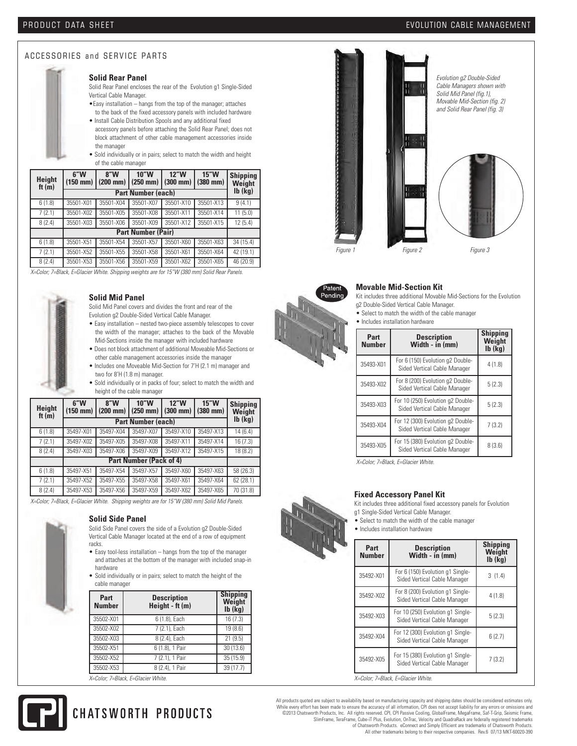## ACCESSORIES and SERVICE PARTS

### Solid Rear Panel

Solid Rear Panel encloses the rear of the Evolution g1 Single-Sided Vertical Cable Manager.

- Easy installation – hangs from the top of the manager; attaches to the back of the fixed accessory panels with included hardware
- Install Cable Distribution Spools and any additional fixed accessory panels before attaching the Solid Rear Panel; does not block attachment of other cable management accessories inside the manager
- Sold individually or in pairs; select to match the width and height of the cable manager

| Height ft (m) | 6"W (150 mm) | 8"W (200 mm) | 10"W (250 mm) | 12"W (300 mm) | 15"W (380 mm) | Shipping Weight lb (kg) |
|---|---|---|---|---|---|---|
| | Part Number (each) | | | | | |
| 6 (1.8) | 35501-X01 | 35501-X04 | 35501-X07 | 35501-X10 | 35501-X13 | 9 (4.1) |
| 7 (2.1) | 35501-X02 | 35501-X05 | 35501-X08 | 35501-X11 | 35501-X14 | 11 (5.0) |
| 8 (2.4) | 35501-X03 | 35501-X06 | 35501-X09 | 35501-X12 | 35501-X15 | 12 (5.4) |
| | Part Number (Pair) | | | | | |
| 6 (1.8) | 35501-X51 | 35501-X54 | 35501-X57 | 35501-X60 | 35501-X63 | 34 (15.4) |
| 7 (2.1) | 35501-X52 | 35501-X55 | 35501-X58 | 35501-X61 | 35501-X64 | 42 (19.1) |
| 8 (2.4) | 35501-X53 | 35501-X56 | 35501-X59 | 35501-X62 | 35501-X65 | 46 (20.9) |

*X=Color; 7=Black, E=Glacier White. Shipping weights are for 15"W (380 mm) Solid Rear Panels.*

*Evolution g2 Double-Sided Cable Managers shown with Solid Mid Panel (fig.1), Movable Mid-Section (fig. 2) and Solid Rear Panel (fig. 3)*

Figure 1 Figure 2 Figure 3

### Solid Mid Panel

Solid Mid Panel covers and divides the front and rear of the Evolution g2 Double-Sided Vertical Cable Manager.

- Easy installation – nested two-piece assembly telescopes to cover the width of the manager; attaches to the back of the Movable Mid-Sections inside the manager with included hardware
- Does not block attachment of additional Moveable Mid-Sections or other cable management accessories inside the manager
- Includes one Moveable Mid-Section for 7'H (2.1 m) manager and two for 8'H (1.8 m) manager.
- Sold individually or in packs of four; select to match the width and height of the cable manager

| Height ft (m) | 6"W (150 mm) | 8"W (200 mm) | 10"W (250 mm) | 12"W (300 mm) | 15"W (380 mm) | Shipping Weight lb (kg) |
|---|---|---|---|---|---|---|
| | Part Number (each) | | | | | |
| 6 (1.8) | 35497-X01 | 35497-X04 | 35497-X07 | 35497-X10 | 35497-X13 | 14 (6.4) |
| 7 (2.1) | 35497-X02 | 35497-X05 | 35497-X08 | 35497-X11 | 35497-X14 | 16 (7.3) |
| 8 (2.4) | 35497-X03 | 35497-X06 | 35497-X09 | 35497-X12 | 35497-X15 | 18 (8.2) |
| | Part Number (Pack of 4) | | | | | |
| 6 (1.8) | 35497-X51 | 35497-X54 | 35497-X57 | 35497-X60 | 35497-X63 | 58 (26.3) |
| 7 (2.1) | 35497-X52 | 35497-X55 | 35497-X58 | 35497-X61 | 35497-X64 | 62 (28.1) |
| 8 (2.4) | 35497-X53 | 35497-X56 | 35497-X59 | 35497-X62 | 35497-X65 | 70 (31.8) |

*X=Color; 7=Black, E=Glacier White. Shipping weights are for 15"W (380 mm) Solid Mid Panels.*

### Movable Mid-Section Kit

Patent Pending

Kit includes three additional Movable Mid-Sections for the Evolution g2 Double-Sided Vertical Cable Manager.

- Select to match the width of the cable manager
- Includes installation hardware

| Part Number | Description Width - in (mm) | Shipping Weight lb (kg) |
|---|---|---|
| 35493-X01 | For 6 (150) Evolution g2 Double-Sided Vertical Cable Manager | 4 (1.8) |
| 35493-X02 | For 8 (200) Evolution g2 Double-Sided Vertical Cable Manager | 5 (2.3) |
| 35493-X03 | For 10 (250) Evolution g2 Double-Sided Vertical Cable Manager | 5 (2.3) |
| 35493-X04 | For 12 (300) Evolution g2 Double-Sided Vertical Cable Manager | 7 (3.2) |
| 35493-X05 | For 15 (380) Evolution g2 Double-Sided Vertical Cable Manager | 8 (3.6) |

*X=Color; 7=Black, E=Glacier White.*

### Solid Side Panel

Solid Side Panel covers the side of a Evolution g2 Double-Sided Vertical Cable Manager located at the end of a row of equipment racks.

- Easy tool-less installation – hangs from the top of the manager and attaches at the bottom of the manager with included snap-in hardware
- Sold individually or in pairs; select to match the height of the cable manager

| Part Number | Description Height - ft (m) | Shipping Weight lb (kg) |
|---|---|---|
| 35502-X01 | 6 (1.8), Each | 16 (7.3) |
| 35502-X02 | 7 (2.1), Each | 19 (8.6) |
| 35502-X03 | 8 (2.4), Each | 21 (9.5) |
| 35502-X51 | 6 (1.8), 1 Pair | 30 (13.6) |
| 35502-X52 | 7 (2.1), 1 Pair | 35 (15.9) |
| 35502-X53 | 8 (2.4), 1 Pair | 39 (17.7) |

*X=Color; 7=Black, E=Glacier White.*

### Fixed Accessory Panel Kit

Kit includes three additional fixed accessory panels for Evolution g1 Single-Sided Vertical Cable Manager.

- Select to match the width of the cable manager
- Includes installation hardware

| Part Number | Description Width - in (mm) | Shipping Weight lb (kg) |
|---|---|---|
| 35492-X01 | For 6 (150) Evolution g1 Single-Sided Vertical Cable Manager | 3 (1.4) |
| 35492-X02 | For 8 (200) Evolution g1 Single-Sided Vertical Cable Manager | 4 (1.8) |
| 35492-X03 | For 10 (250) Evolution g1 Single-Sided Vertical Cable Manager | 5 (2.3) |
| 35492-X04 | For 12 (300) Evolution g1 Single-Sided Vertical Cable Manager | 6 (2.7) |
| 35492-X05 | For 15 (380) Evolution g1 Single-Sided Vertical Cable Manager | 7 (3.2) |

*X=Color; 7=Black, E=Glacier White.*

CPI CHATSWORTH PRODUCTS

All products quoted are subject to availability based on manufacturing capacity and shipping dates should be considered estimates only. While every effort has been made to ensure the accuracy of all information, CPI does not accept liability for any errors or omissions and ©2013 Chatsworth Products, Inc. All rights reserved. CPI, CPI Passive Cooling, GlobalFrame, MegaFrame, Saf-T-Grip, Seismic Frame, SlimFrame, TeraFrame, Cube-iT Plus, Evolution, OnTrac, Velocity and QuadraRack are federally registered trademarks of Chatsworth Products. eConnect and Simply Efficient are trademarks of Chatsworth Products. All other trademarks belong to their respective companies. Rev.6 07/13 MKT-60020-390